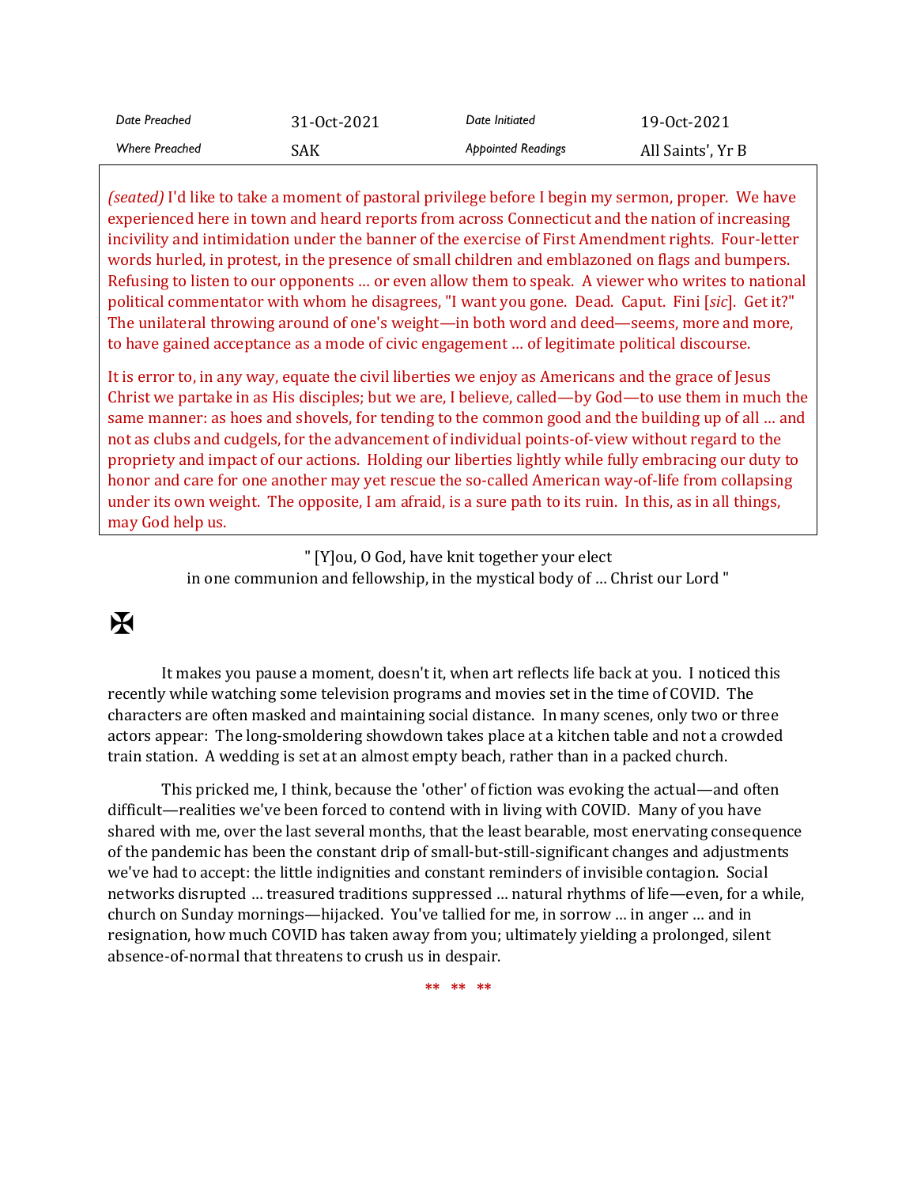| Date Preached | 31-Oct-2021 | Date Initiated | 19-Oct-2021 |
|---|---|---|---|
| Where Preached | SAK | Appointed Readings | All Saints', Yr B |

*(seated)* I'd like to take a moment of pastoral privilege before I begin my sermon, proper. We have experienced here in town and heard reports from across Connecticut and the nation of increasing incivility and intimidation under the banner of the exercise of First Amendment rights. Four-letter words hurled, in protest, in the presence of small children and emblazoned on flags and bumpers. Refusing to listen to our opponents … or even allow them to speak. A viewer who writes to national political commentator with whom he disagrees, "I want you gone. Dead. Caput. Fini [*sic*]. Get it?" The unilateral throwing around of one's weight—in both word and deed—seems, more and more, to have gained acceptance as a mode of civic engagement … of legitimate political discourse.

It is error to, in any way, equate the civil liberties we enjoy as Americans and the grace of Jesus Christ we partake in as His disciples; but we are, I believe, called—by God—to use them in much the same manner: as hoes and shovels, for tending to the common good and the building up of all … and not as clubs and cudgels, for the advancement of individual points-of-view without regard to the propriety and impact of our actions. Holding our liberties lightly while fully embracing our duty to honor and care for one another may yet rescue the so-called American way-of-life from collapsing under its own weight. The opposite, I am afraid, is a sure path to its ruin. In this, as in all things, may God help us.

" [Y]ou, O God, have knit together your elect
in one communion and fellowship, in the mystical body of … Christ our Lord "

✠

It makes you pause a moment, doesn't it, when art reflects life back at you. I noticed this recently while watching some television programs and movies set in the time of COVID. The characters are often masked and maintaining social distance. In many scenes, only two or three actors appear: The long-smoldering showdown takes place at a kitchen table and not a crowded train station. A wedding is set at an almost empty beach, rather than in a packed church.

This pricked me, I think, because the 'other' of fiction was evoking the actual—and often difficult—realities we've been forced to contend with in living with COVID. Many of you have shared with me, over the last several months, that the least bearable, most enervating consequence of the pandemic has been the constant drip of small-but-still-significant changes and adjustments we've had to accept: the little indignities and constant reminders of invisible contagion. Social networks disrupted … treasured traditions suppressed … natural rhythms of life—even, for a while, church on Sunday mornings—hijacked. You've tallied for me, in sorrow … in anger … and in resignation, how much COVID has taken away from you; ultimately yielding a prolonged, silent absence-of-normal that threatens to crush us in despair.

** ** **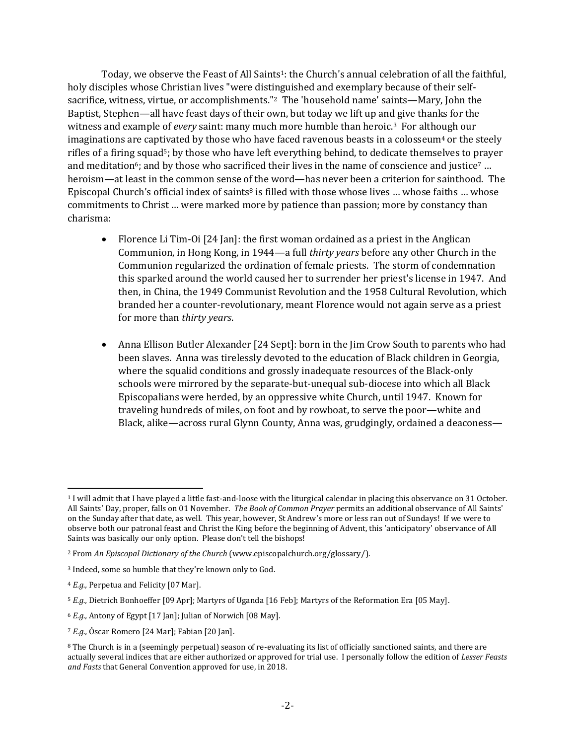Today, we observe the Feast of All Saints[1]: the Church's annual celebration of all the faithful, holy disciples whose Christian lives "were distinguished and exemplary because of their self-sacrifice, witness, virtue, or accomplishments."[2] The 'household name' saints—Mary, John the Baptist, Stephen—all have feast days of their own, but today we lift up and give thanks for the witness and example of *every* saint: many much more humble than heroic.[3] For although our imaginations are captivated by those who have faced ravenous beasts in a colosseum[4] or the steely rifles of a firing squad[5]; by those who have left everything behind, to dedicate themselves to prayer and meditation[6]; and by those who sacrificed their lives in the name of conscience and justice[7] … heroism—at least in the common sense of the word—has never been a criterion for sainthood. The Episcopal Church's official index of saints[8] is filled with those whose lives … whose faiths … whose commitments to Christ … were marked more by patience than passion; more by constancy than charisma:

- Florence Li Tim-Oi [24 Jan]: the first woman ordained as a priest in the Anglican Communion, in Hong Kong, in 1944—a full *thirty years* before any other Church in the Communion regularized the ordination of female priests. The storm of condemnation this sparked around the world caused her to surrender her priest's license in 1947. And then, in China, the 1949 Communist Revolution and the 1958 Cultural Revolution, which branded her a counter-revolutionary, meant Florence would not again serve as a priest for more than *thirty years*.

- Anna Ellison Butler Alexander [24 Sept]: born in the Jim Crow South to parents who had been slaves. Anna was tirelessly devoted to the education of Black children in Georgia, where the squalid conditions and grossly inadequate resources of the Black-only schools were mirrored by the separate-but-unequal sub-diocese into which all Black Episcopalians were herded, by an oppressive white Church, until 1947. Known for traveling hundreds of miles, on foot and by rowboat, to serve the poor—white and Black, alike—across rural Glynn County, Anna was, grudgingly, ordained a deaconess—

---

[1] I will admit that I have played a little fast-and-loose with the liturgical calendar in placing this observance on 31 October. All Saints' Day, proper, falls on 01 November. *The Book of Common Prayer* permits an additional observance of All Saints' on the Sunday after that date, as well. This year, however, St Andrew's more or less ran out of Sundays! If we were to observe both our patronal feast and Christ the King before the beginning of Advent, this 'anticipatory' observance of All Saints was basically our only option. Please don't tell the bishops!

[2] From *An Episcopal Dictionary of the Church* (www.episcopalchurch.org/glossary/).

[3] Indeed, some so humble that they're known only to God.

[4] *E.g.,* Perpetua and Felicity [07 Mar].

[5] *E.g.,* Dietrich Bonhoeffer [09 Apr]; Martyrs of Uganda [16 Feb]; Martyrs of the Reformation Era [05 May].

[6] *E.g.,* Antony of Egypt [17 Jan]; Julian of Norwich [08 May].

[7] *E.g.,* Óscar Romero [24 Mar]; Fabian [20 Jan].

[8] The Church is in a (seemingly perpetual) season of re-evaluating its list of officially sanctioned saints, and there are actually several indices that are either authorized or approved for trial use. I personally follow the edition of *Lesser Feasts and Fasts* that General Convention approved for use, in 2018.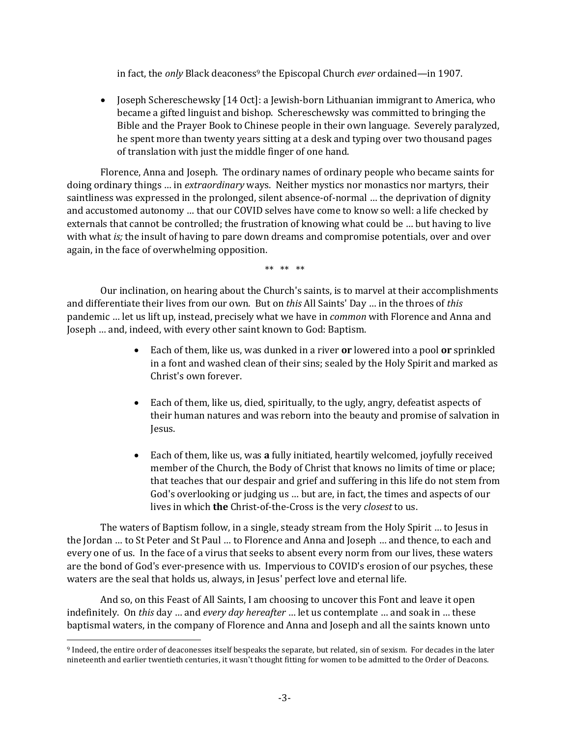in fact, the *only* Black deaconess[9] the Episcopal Church *ever* ordained—in 1907.

- Joseph Schereschewsky [14 Oct]: a Jewish-born Lithuanian immigrant to America, who became a gifted linguist and bishop. Schereschewsky was committed to bringing the Bible and the Prayer Book to Chinese people in their own language. Severely paralyzed, he spent more than twenty years sitting at a desk and typing over two thousand pages of translation with just the middle finger of one hand.

Florence, Anna and Joseph. The ordinary names of ordinary people who became saints for doing ordinary things … in *extraordinary* ways. Neither mystics nor monastics nor martyrs, their saintliness was expressed in the prolonged, silent absence-of-normal … the deprivation of dignity and accustomed autonomy … that our COVID selves have come to know so well: a life checked by externals that cannot be controlled; the frustration of knowing what could be … but having to live with what *is;* the insult of having to pare down dreams and compromise potentials, over and over again, in the face of overwhelming opposition.

** ** **

Our inclination, on hearing about the Church's saints, is to marvel at their accomplishments and differentiate their lives from our own. But on *this* All Saints' Day … in the throes of *this* pandemic … let us lift up, instead, precisely what we have in *common* with Florence and Anna and Joseph … and, indeed, with every other saint known to God: Baptism.

- Each of them, like us, was dunked in a river **or** lowered into a pool **or** sprinkled in a font and washed clean of their sins; sealed by the Holy Spirit and marked as Christ's own forever.

- Each of them, like us, died, spiritually, to the ugly, angry, defeatist aspects of their human natures and was reborn into the beauty and promise of salvation in Jesus.

- Each of them, like us, was **a** fully initiated, heartily welcomed, joyfully received member of the Church, the Body of Christ that knows no limits of time or place; that teaches that our despair and grief and suffering in this life do not stem from God's overlooking or judging us … but are, in fact, the times and aspects of our lives in which **the** Christ-of-the-Cross is the very *closest* to us.

The waters of Baptism follow, in a single, steady stream from the Holy Spirit … to Jesus in the Jordan … to St Peter and St Paul … to Florence and Anna and Joseph … and thence, to each and every one of us. In the face of a virus that seeks to absent every norm from our lives, these waters are the bond of God's ever-presence with us. Impervious to COVID's erosion of our psyches, these waters are the seal that holds us, always, in Jesus' perfect love and eternal life.

And so, on this Feast of All Saints, I am choosing to uncover this Font and leave it open indefinitely. On *this* day … and *every day hereafter* … let us contemplate … and soak in … these baptismal waters, in the company of Florence and Anna and Joseph and all the saints known unto

---

[9] Indeed, the entire order of deaconesses itself bespeaks the separate, but related, sin of sexism. For decades in the later nineteenth and earlier twentieth centuries, it wasn't thought fitting for women to be admitted to the Order of Deacons.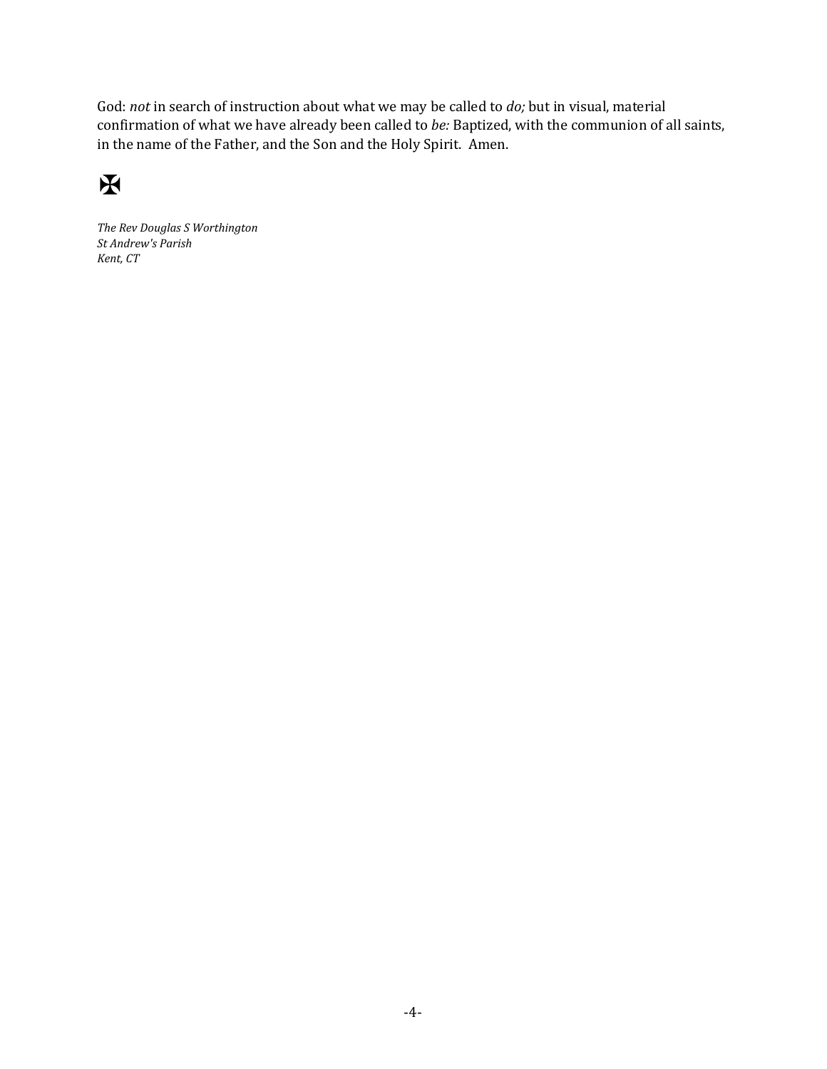God: *not* in search of instruction about what we may be called to *do;* but in visual, material confirmation of what we have already been called to *be:* Baptized, with the communion of all saints, in the name of the Father, and the Son and the Holy Spirit.  Amen.

✠

*The Rev Douglas S Worthington*
*St Andrew's Parish*
*Kent, CT*